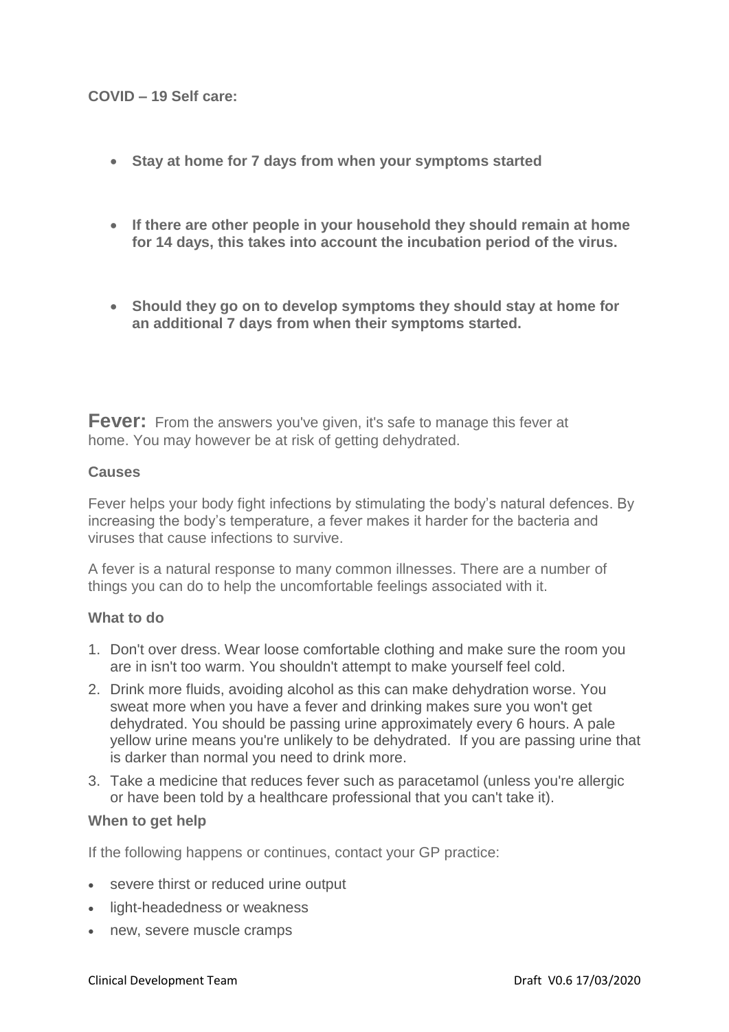**COVID – 19 Self care:**

- **Stay at home for 7 days from when your symptoms started**
- **If there are other people in your household they should remain at home for 14 days, this takes into account the incubation period of the virus.**
- **Should they go on to develop symptoms they should stay at home for an additional 7 days from when their symptoms started.**

**Fever:** From the answers you've given, it's safe to manage this fever at home. You may however be at risk of getting dehydrated.

### Causes

Fever helps your body fight infections by stimulating the body's natural defences. By increasing the body's temperature, a fever makes it harder for the bacteria and viruses that cause infections to survive.

A fever is a natural response to many common illnesses. There are a number of things you can do to help the uncomfortable feelings associated with it.

### What to do

1. Don't over dress. Wear loose comfortable clothing and make sure the room you are in isn't too warm. You shouldn't attempt to make yourself feel cold.
2. Drink more fluids, avoiding alcohol as this can make dehydration worse. You sweat more when you have a fever and drinking makes sure you won't get dehydrated. You should be passing urine approximately every 6 hours. A pale yellow urine means you're unlikely to be dehydrated. If you are passing urine that is darker than normal you need to drink more.
3. Take a medicine that reduces fever such as paracetamol (unless you're allergic or have been told by a healthcare professional that you can't take it).

### When to get help

If the following happens or continues, contact your GP practice:

- severe thirst or reduced urine output
- light-headedness or weakness
- new, severe muscle cramps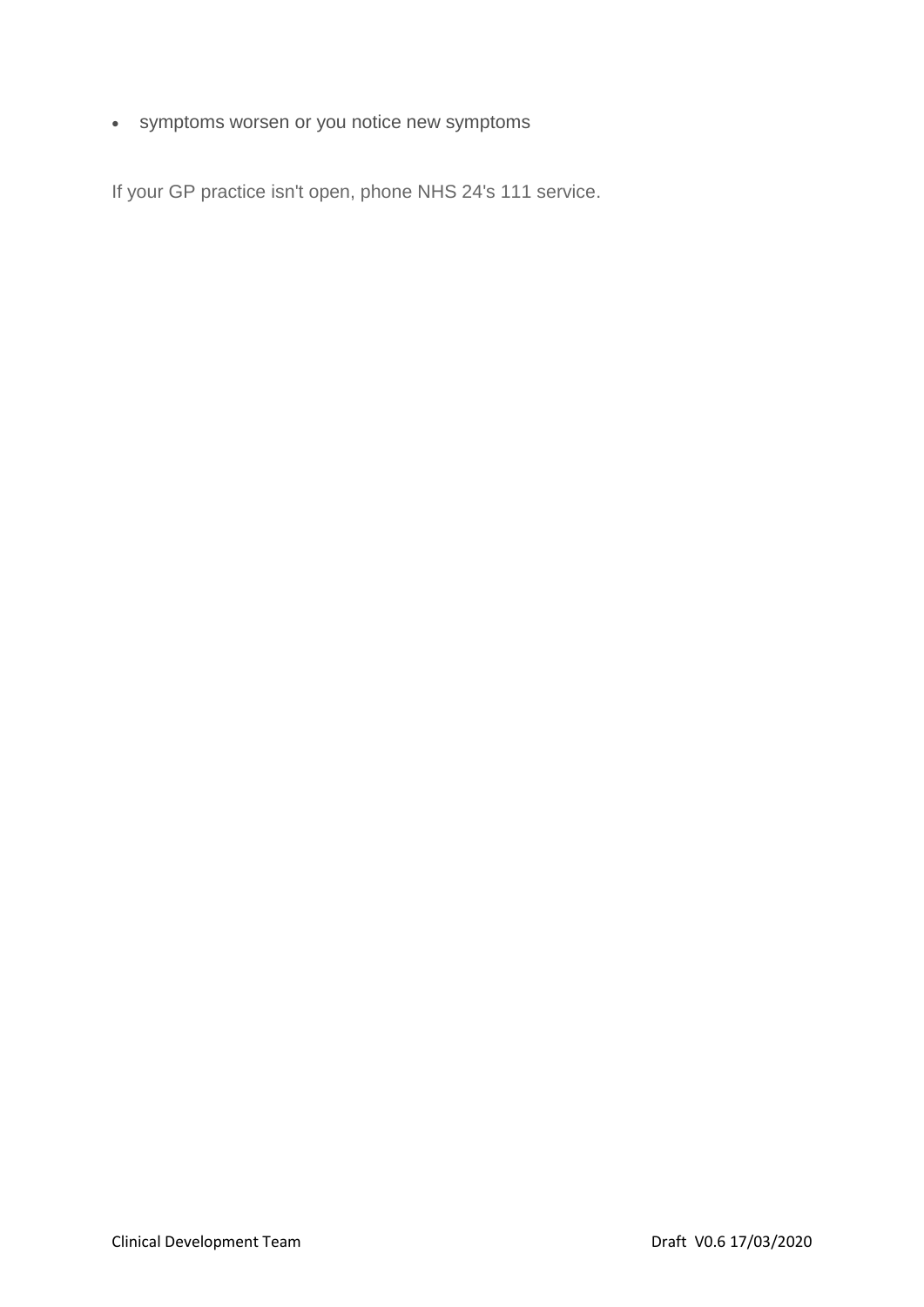- symptoms worsen or you notice new symptoms

If your GP practice isn't open, phone NHS 24's 111 service.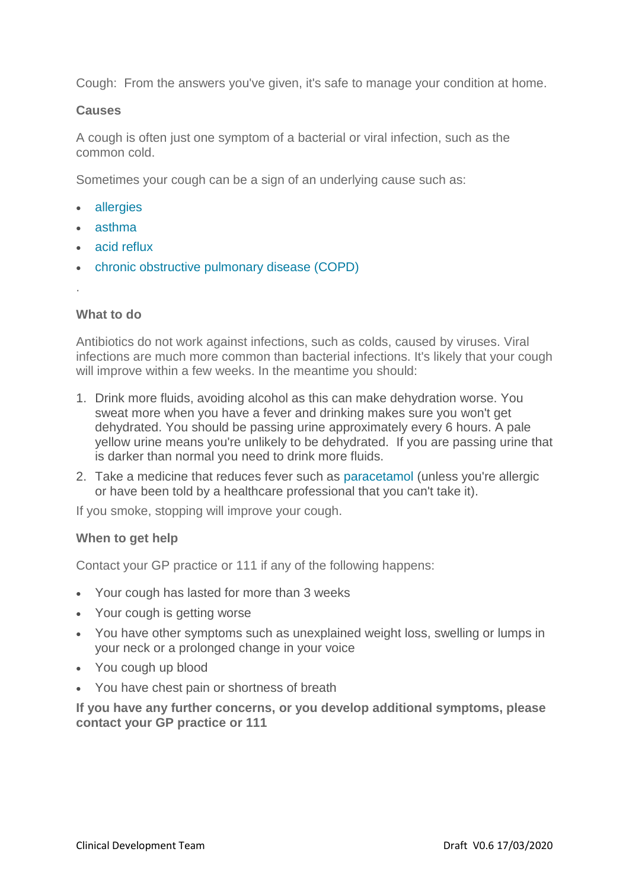Cough: From the answers you've given, it's safe to manage your condition at home.

**Causes**

A cough is often just one symptom of a bacterial or viral infection, such as the common cold.

Sometimes your cough can be a sign of an underlying cause such as:

- allergies
- asthma
- acid reflux
- chronic obstructive pulmonary disease (COPD)

.

**What to do**

Antibiotics do not work against infections, such as colds, caused by viruses. Viral infections are much more common than bacterial infections. It's likely that your cough will improve within a few weeks. In the meantime you should:

1. Drink more fluids, avoiding alcohol as this can make dehydration worse. You sweat more when you have a fever and drinking makes sure you won't get dehydrated. You should be passing urine approximately every 6 hours. A pale yellow urine means you're unlikely to be dehydrated. If you are passing urine that is darker than normal you need to drink more fluids.
2. Take a medicine that reduces fever such as paracetamol (unless you're allergic or have been told by a healthcare professional that you can't take it).

If you smoke, stopping will improve your cough.

**When to get help**

Contact your GP practice or 111 if any of the following happens:

- Your cough has lasted for more than 3 weeks
- Your cough is getting worse
- You have other symptoms such as unexplained weight loss, swelling or lumps in your neck or a prolonged change in your voice
- You cough up blood
- You have chest pain or shortness of breath

**If you have any further concerns, or you develop additional symptoms, please contact your GP practice or 111**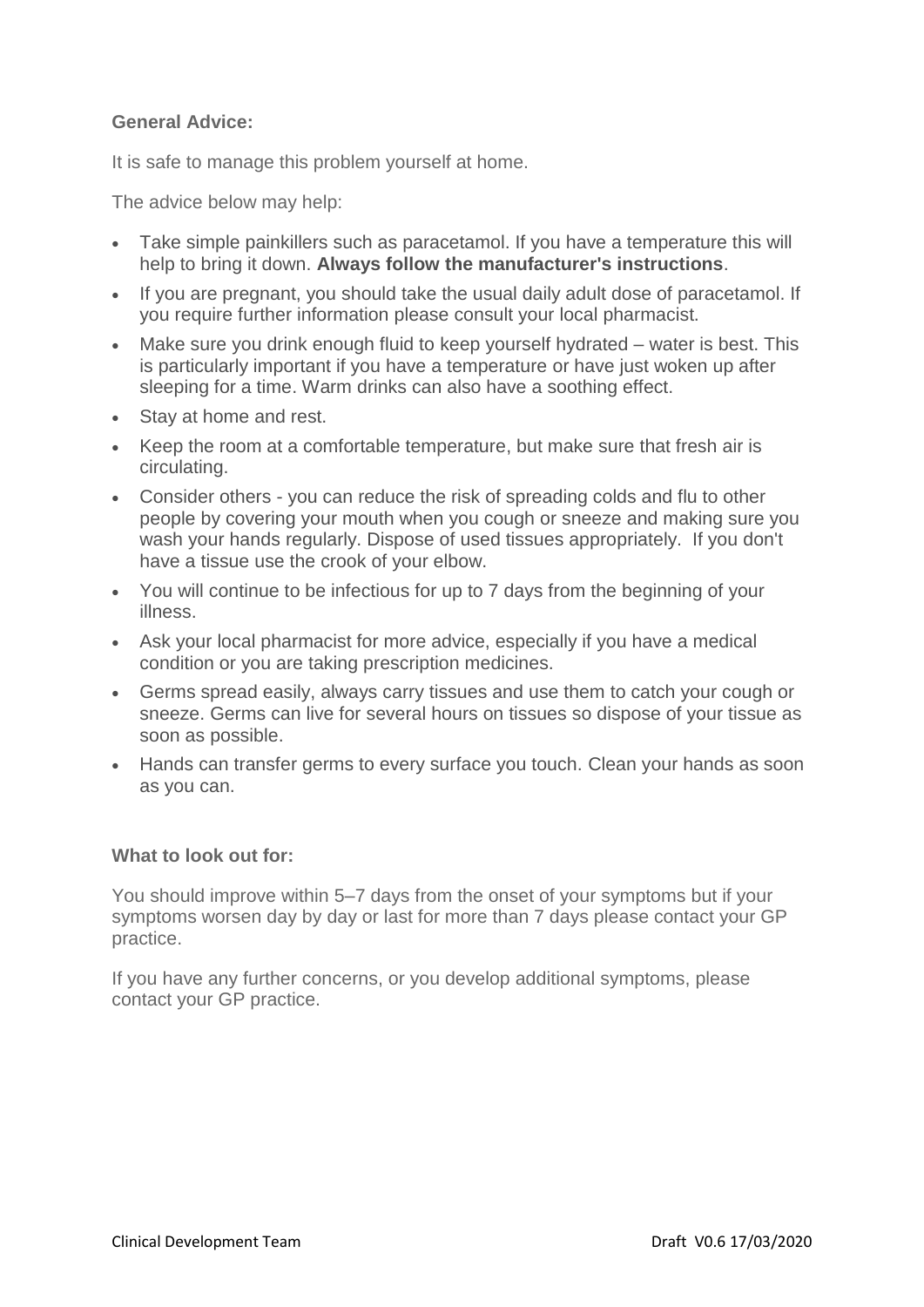**General Advice:**

It is safe to manage this problem yourself at home.

The advice below may help:

- Take simple painkillers such as paracetamol. If you have a temperature this will help to bring it down. **Always follow the manufacturer's instructions**.
- If you are pregnant, you should take the usual daily adult dose of paracetamol. If you require further information please consult your local pharmacist.
- Make sure you drink enough fluid to keep yourself hydrated – water is best. This is particularly important if you have a temperature or have just woken up after sleeping for a time. Warm drinks can also have a soothing effect.
- Stay at home and rest.
- Keep the room at a comfortable temperature, but make sure that fresh air is circulating.
- Consider others - you can reduce the risk of spreading colds and flu to other people by covering your mouth when you cough or sneeze and making sure you wash your hands regularly. Dispose of used tissues appropriately. If you don't have a tissue use the crook of your elbow.
- You will continue to be infectious for up to 7 days from the beginning of your illness.
- Ask your local pharmacist for more advice, especially if you have a medical condition or you are taking prescription medicines.
- Germs spread easily, always carry tissues and use them to catch your cough or sneeze. Germs can live for several hours on tissues so dispose of your tissue as soon as possible.
- Hands can transfer germs to every surface you touch. Clean your hands as soon as you can.

**What to look out for:**

You should improve within 5–7 days from the onset of your symptoms but if your symptoms worsen day by day or last for more than 7 days please contact your GP practice.

If you have any further concerns, or you develop additional symptoms, please contact your GP practice.